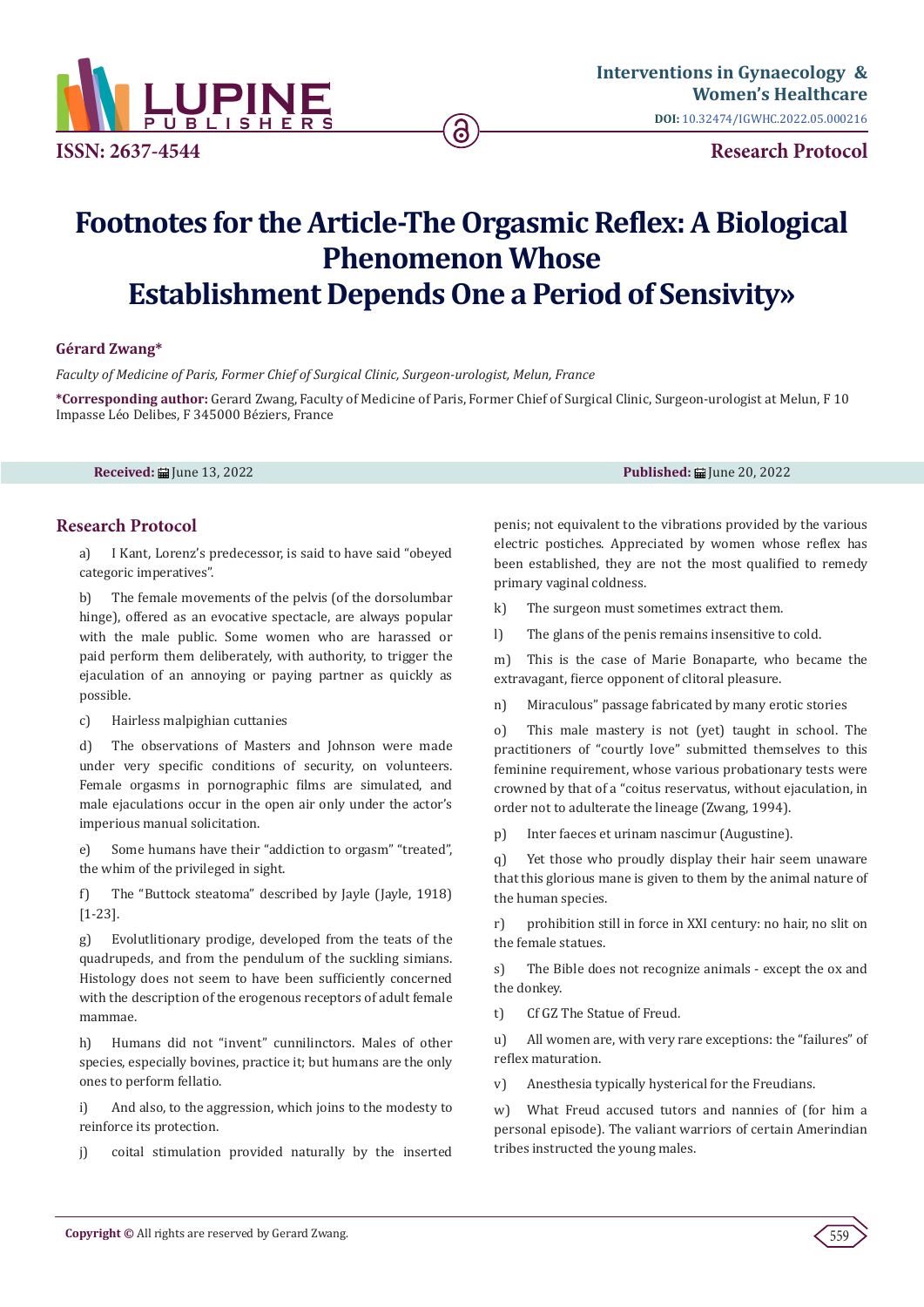# Footnotes for the Article-The Orgasmic Reflex: A Biological Phenomenon Whose Establishment Depends One a Period of Sensivity»

**Gérard Zwang***

*Faculty of Medicine of Paris, Former Chief of Surgical Clinic, Surgeon-urologist, Melun, France*

**\*Corresponding author:** Gerard Zwang, Faculty of Medicine of Paris, Former Chief of Surgical Clinic, Surgeon-urologist at Melun, F 10 Impasse Léo Delibes, F 345000 Béziers, France

**Received:** June 13, 2022 **Published:** June 20, 2022

## Research Protocol

a) I Kant, Lorenz's predecessor, is said to have said "obeyed categoric imperatives".

b) The female movements of the pelvis (of the dorsolumbar hinge), offered as an evocative spectacle, are always popular with the male public. Some women who are harassed or paid perform them deliberately, with authority, to trigger the ejaculation of an annoying or paying partner as quickly as possible.

c) Hairless malpighian cuttanies

d) The observations of Masters and Johnson were made under very specific conditions of security, on volunteers. Female orgasms in pornographic films are simulated, and male ejaculations occur in the open air only under the actor's imperious manual solicitation.

e) Some humans have their "addiction to orgasm" "treated", the whim of the privileged in sight.

f) The "Buttock steatoma" described by Jayle (Jayle, 1918) [1-23].

g) Evolutlitionary prodige, developed from the teats of the quadrupeds, and from the pendulum of the suckling simians. Histology does not seem to have been sufficiently concerned with the description of the erogenous receptors of adult female mammae.

h) Humans did not "invent" cunnilinctors. Males of other species, especially bovines, practice it; but humans are the only ones to perform fellatio.

i) And also, to the aggression, which joins to the modesty to reinforce its protection.

j) coital stimulation provided naturally by the inserted penis; not equivalent to the vibrations provided by the various electric postiches. Appreciated by women whose reflex has been established, they are not the most qualified to remedy primary vaginal coldness.

k) The surgeon must sometimes extract them.

l) The glans of the penis remains insensitive to cold.

m) This is the case of Marie Bonaparte, who became the extravagant, fierce opponent of clitoral pleasure.

n) Miraculous" passage fabricated by many erotic stories

o) This male mastery is not (yet) taught in school. The practitioners of "courtly love" submitted themselves to this feminine requirement, whose various probationary tests were crowned by that of a "coitus reservatus, without ejaculation, in order not to adulterate the lineage (Zwang, 1994).

p) Inter faeces et urinam nascimur (Augustine).

q) Yet those who proudly display their hair seem unaware that this glorious mane is given to them by the animal nature of the human species.

r) prohibition still in force in XXI century: no hair, no slit on the female statues.

s) The Bible does not recognize animals - except the ox and the donkey.

t) Cf GZ The Statue of Freud.

u) All women are, with very rare exceptions: the "failures" of reflex maturation.

v) Anesthesia typically hysterical for the Freudians.

w) What Freud accused tutors and nannies of (for him a personal episode). The valiant warriors of certain Amerindian tribes instructed the young males.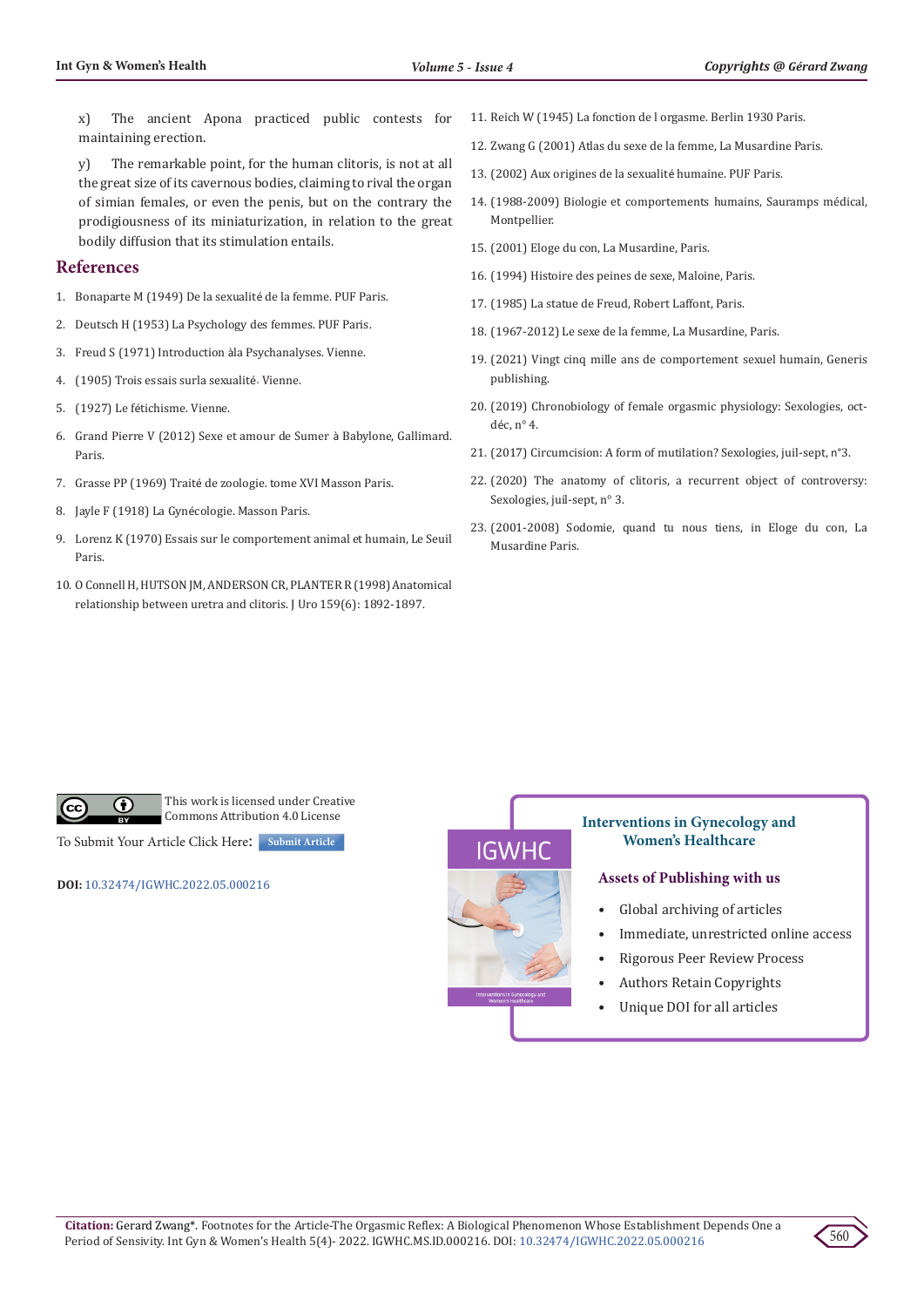x) The ancient Apona practiced public contests for maintaining erection.

y) The remarkable point, for the human clitoris, is not at all the great size of its cavernous bodies, claiming to rival the organ of simian females, or even the penis, but on the contrary the prodigiousness of its miniaturization, in relation to the great bodily diffusion that its stimulation entails.

## References

1. Bonaparte M (1949) De la sexualité de la femme. PUF Paris.
2. Deutsch H (1953) La Psychology des femmes. PUF Paris.
3. Freud S (1971) Introduction àla Psychanalyses. Vienne.
4. (1905) Trois essais surla sexualité. Vienne.
5. (1927) Le fétichisme. Vienne.
6. Grand Pierre V (2012) Sexe et amour de Sumer à Babylone, Gallimard. Paris.
7. Grasse PP (1969) Traité de zoologie. tome XVI Masson Paris.
8. Jayle F (1918) La Gynécologie. Masson Paris.
9. Lorenz K (1970) Essais sur le comportement animal et humain, Le Seuil Paris.
10. O Connell H, HUTSON JM, ANDERSON CR, PLANTER R (1998) Anatomical relationship between uretra and clitoris. J Uro 159(6): 1892-1897.
11. Reich W (1945) La fonction de l orgasme. Berlin 1930 Paris.
12. Zwang G (2001) Atlas du sexe de la femme, La Musardine Paris.
13. (2002) Aux origines de la sexualité humaine. PUF Paris.
14. (1988-2009) Biologie et comportements humains, Sauramps médical, Montpellier.
15. (2001) Eloge du con, La Musardine, Paris.
16. (1994) Histoire des peines de sexe, Maloine, Paris.
17. (1985) La statue de Freud, Robert Laffont, Paris.
18. (1967-2012) Le sexe de la femme, La Musardine, Paris.
19. (2021) Vingt cinq mille ans de comportement sexuel humain, Generis publishing.
20. (2019) Chronobiology of female orgasmic physiology: Sexologies, oct-déc, n° 4.
21. (2017) Circumcision: A form of mutilation? Sexologies, juil-sept, n°3.
22. (2020) The anatomy of clitoris, a recurrent object of controversy: Sexologies, juil-sept, n° 3.
23. (2001-2008) Sodomie, quand tu nous tiens, in Eloge du con, La Musardine Paris.

This work is licensed under Creative Commons Attribution 4.0 License

To Submit Your Article Click Here: Submit Article

**DOI:** 10.32474/IGWHC.2022.05.000216

**Interventions in Gynecology and Women's Healthcare**

**Assets of Publishing with us**

- Global archiving of articles
- Immediate, unrestricted online access
- Rigorous Peer Review Process
- Authors Retain Copyrights
- Unique DOI for all articles

**Citation:** Gerard Zwang*. Footnotes for the Article-The Orgasmic Reflex: A Biological Phenomenon Whose Establishment Depends One a Period of Sensivity. Int Gyn & Women's Health 5(4)- 2022. IGWHC.MS.ID.000216. DOI: 10.32474/IGWHC.2022.05.000216